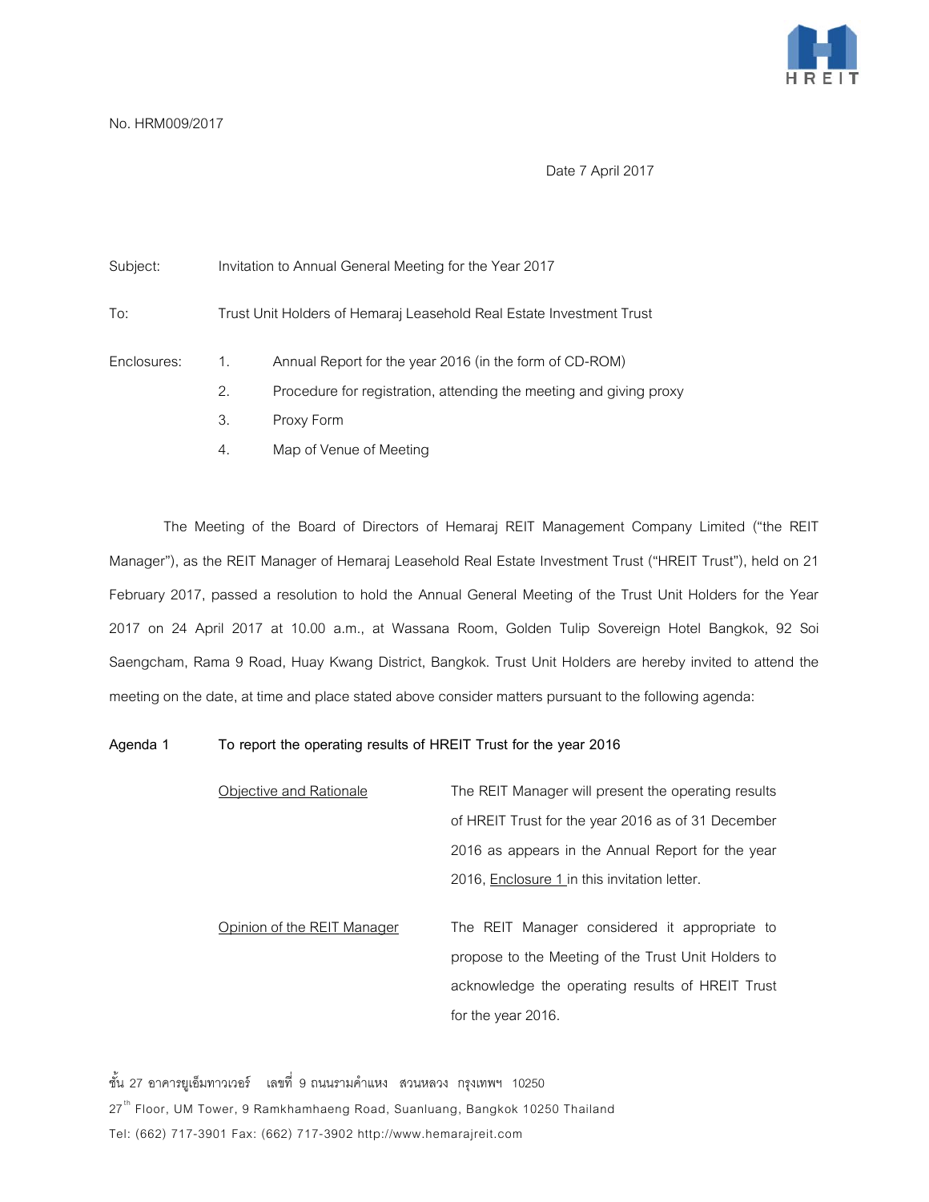No. HRM009/2017

Date 7 April 2017

Subject: Invitation to Annual General Meeting for the Year 2017

To: Trust Unit Holders of Hemaraj Leasehold Real Estate Investment Trust

Enclosures:
1. Annual Report for the year 2016 (in the form of CD-ROM)
2. Procedure for registration, attending the meeting and giving proxy
3. Proxy Form
4. Map of Venue of Meeting

The Meeting of the Board of Directors of Hemaraj REIT Management Company Limited ("the REIT Manager"), as the REIT Manager of Hemaraj Leasehold Real Estate Investment Trust ("HREIT Trust"), held on 21 February 2017, passed a resolution to hold the Annual General Meeting of the Trust Unit Holders for the Year 2017 on 24 April 2017 at 10.00 a.m., at Wassana Room, Golden Tulip Sovereign Hotel Bangkok, 92 Soi Saengcham, Rama 9 Road, Huay Kwang District, Bangkok. Trust Unit Holders are hereby invited to attend the meeting on the date, at time and place stated above consider matters pursuant to the following agenda:

**Agenda 1 To report the operating results of HREIT Trust for the year 2016**

Objective and Rationale: The REIT Manager will present the operating results of HREIT Trust for the year 2016 as of 31 December 2016 as appears in the Annual Report for the year 2016, Enclosure 1 in this invitation letter.

Opinion of the REIT Manager: The REIT Manager considered it appropriate to propose to the Meeting of the Trust Unit Holders to acknowledge the operating results of HREIT Trust for the year 2016.

ชั้น 27 อาคารยูเอ็มทาวเวอร์ เลขที่ 9 ถนนรามคำแหง สวนหลวง กรุงเทพฯ 10250
27th Floor, UM Tower, 9 Ramkhamhaeng Road, Suanluang, Bangkok 10250 Thailand
Tel: (662) 717-3901 Fax: (662) 717-3902 http://www.hemarajreit.com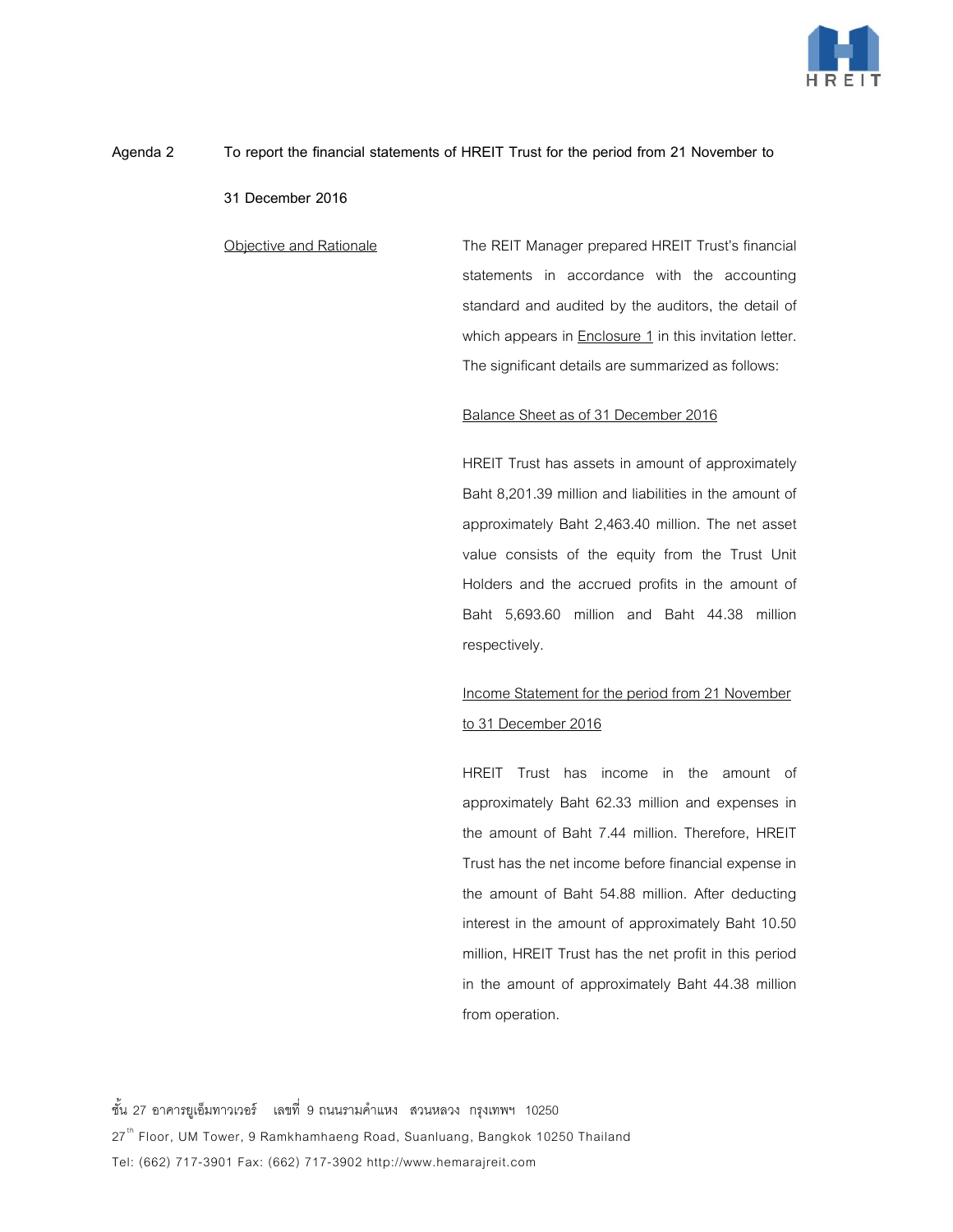**Agenda 2 To report the financial statements of HREIT Trust for the period from 21 November to 31 December 2016**

Objective and Rationale

The REIT Manager prepared HREIT Trust's financial statements in accordance with the accounting standard and audited by the auditors, the detail of which appears in Enclosure 1 in this invitation letter. The significant details are summarized as follows:

Balance Sheet as of 31 December 2016

HREIT Trust has assets in amount of approximately Baht 8,201.39 million and liabilities in the amount of approximately Baht 2,463.40 million. The net asset value consists of the equity from the Trust Unit Holders and the accrued profits in the amount of Baht 5,693.60 million and Baht 44.38 million respectively.

Income Statement for the period from 21 November to 31 December 2016

HREIT Trust has income in the amount of approximately Baht 62.33 million and expenses in the amount of Baht 7.44 million. Therefore, HREIT Trust has the net income before financial expense in the amount of Baht 54.88 million. After deducting interest in the amount of approximately Baht 10.50 million, HREIT Trust has the net profit in this period in the amount of approximately Baht 44.38 million from operation.

ชั้น 27 อาคารยูเอ็มทาวเวอร์ เลขที่ 9 ถนนรามคำแหง สวนหลวง กรุงเทพฯ 10250
27th Floor, UM Tower, 9 Ramkhamhaeng Road, Suanluang, Bangkok 10250 Thailand
Tel: (662) 717-3901 Fax: (662) 717-3902 http://www.hemarajreit.com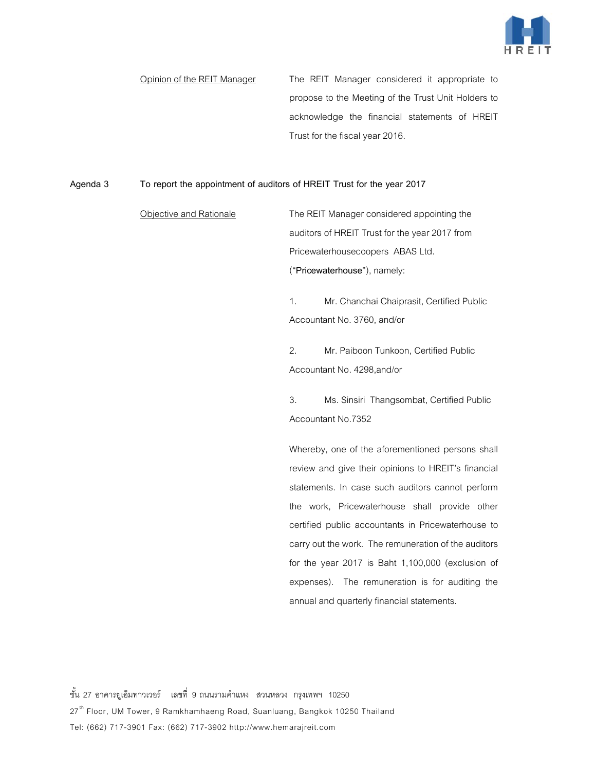Opinion of the REIT Manager

The REIT Manager considered it appropriate to propose to the Meeting of the Trust Unit Holders to acknowledge the financial statements of HREIT Trust for the fiscal year 2016.

**Agenda 3 To report the appointment of auditors of HREIT Trust for the year 2017**

Objective and Rationale

The REIT Manager considered appointing the auditors of HREIT Trust for the year 2017 from Pricewaterhousecoopers ABAS Ltd. ("**Pricewaterhouse**"), namely:

1. Mr. Chanchai Chaiprasit, Certified Public Accountant No. 3760, and/or

2. Mr. Paiboon Tunkoon, Certified Public Accountant No. 4298,and/or

3. Ms. Sinsiri Thangsombat, Certified Public Accountant No.7352

Whereby, one of the aforementioned persons shall review and give their opinions to HREIT's financial statements. In case such auditors cannot perform the work, Pricewaterhouse shall provide other certified public accountants in Pricewaterhouse to carry out the work. The remuneration of the auditors for the year 2017 is Baht 1,100,000 (exclusion of expenses). The remuneration is for auditing the annual and quarterly financial statements.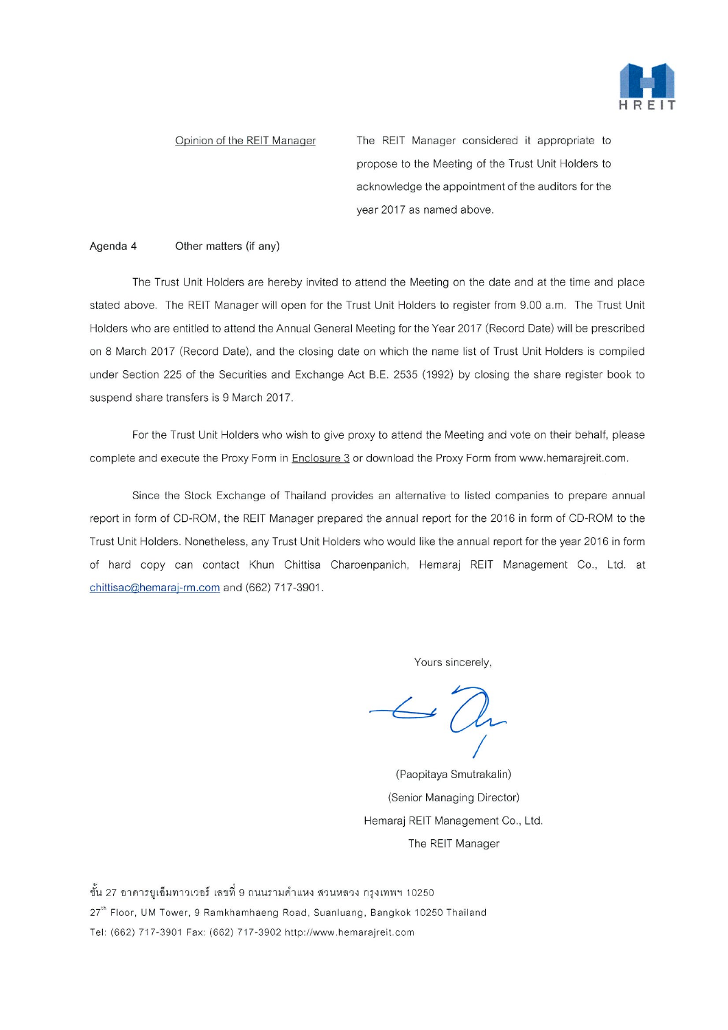Opinion of the REIT Manager

The REIT Manager considered it appropriate to propose to the Meeting of the Trust Unit Holders to acknowledge the appointment of the auditors for the year 2017 as named above.

Agenda 4 Other matters (if any)

The Trust Unit Holders are hereby invited to attend the Meeting on the date and at the time and place stated above. The REIT Manager will open for the Trust Unit Holders to register from 9.00 a.m. The Trust Unit Holders who are entitled to attend the Annual General Meeting for the Year 2017 (Record Date) will be prescribed on 8 March 2017 (Record Date), and the closing date on which the name list of Trust Unit Holders is compiled under Section 225 of the Securities and Exchange Act B.E. 2535 (1992) by closing the share register book to suspend share transfers is 9 March 2017.

For the Trust Unit Holders who wish to give proxy to attend the Meeting and vote on their behalf, please complete and execute the Proxy Form in Enclosure 3 or download the Proxy Form from www.hemarajreit.com.

Since the Stock Exchange of Thailand provides an alternative to listed companies to prepare annual report in form of CD-ROM, the REIT Manager prepared the annual report for the 2016 in form of CD-ROM to the Trust Unit Holders. Nonetheless, any Trust Unit Holders who would like the annual report for the year 2016 in form of hard copy can contact Khun Chittisa Charoenpanich, Hemaraj REIT Management Co., Ltd. at chittisac@hemaraj-rm.com and (662) 717-3901.

Yours sincerely,

(Paopitaya Smutrakalin)

(Senior Managing Director)

Hemaraj REIT Management Co., Ltd.

The REIT Manager

ชั้น 27 อาคารยูเอ็มทาวเวอร์ เลขที่ 9 ถนนรามคำแหง สวนหลวง กรุงเทพฯ 10250

27th Floor, UM Tower, 9 Ramkhamhaeng Road, Suanluang, Bangkok 10250 Thailand

Tel: (662) 717-3901 Fax: (662) 717-3902 http://www.hemarajreit.com